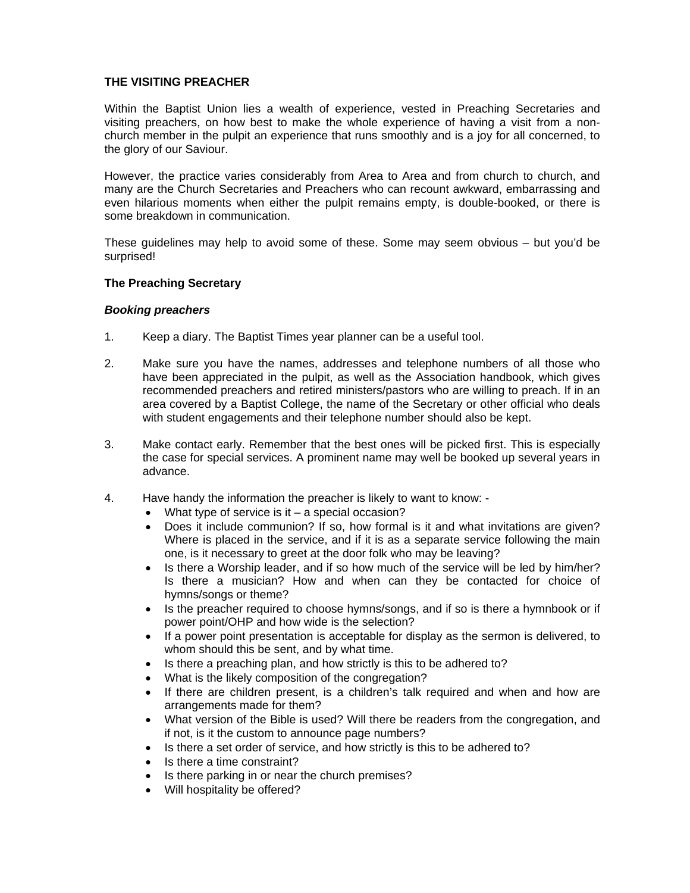# THE VISITING PREACHER

Within the Baptist Union lies a wealth of experience, vested in Preaching Secretaries and visiting preachers, on how best to make the whole experience of having a visit from a non-church member in the pulpit an experience that runs smoothly and is a joy for all concerned, to the glory of our Saviour.

However, the practice varies considerably from Area to Area and from church to church, and many are the Church Secretaries and Preachers who can recount awkward, embarrassing and even hilarious moments when either the pulpit remains empty, is double-booked, or there is some breakdown in communication.

These guidelines may help to avoid some of these. Some may seem obvious – but you'd be surprised!

## The Preaching Secretary

### *Booking preachers*

1. Keep a diary. The Baptist Times year planner can be a useful tool.

2. Make sure you have the names, addresses and telephone numbers of all those who have been appreciated in the pulpit, as well as the Association handbook, which gives recommended preachers and retired ministers/pastors who are willing to preach. If in an area covered by a Baptist College, the name of the Secretary or other official who deals with student engagements and their telephone number should also be kept.

3. Make contact early. Remember that the best ones will be picked first. This is especially the case for special services. A prominent name may well be booked up several years in advance.

4. Have handy the information the preacher is likely to want to know: -
   - What type of service is it – a special occasion?
   - Does it include communion? If so, how formal is it and what invitations are given? Where is placed in the service, and if it is as a separate service following the main one, is it necessary to greet at the door folk who may be leaving?
   - Is there a Worship leader, and if so how much of the service will be led by him/her? Is there a musician? How and when can they be contacted for choice of hymns/songs or theme?
   - Is the preacher required to choose hymns/songs, and if so is there a hymnbook or if power point/OHP and how wide is the selection?
   - If a power point presentation is acceptable for display as the sermon is delivered, to whom should this be sent, and by what time.
   - Is there a preaching plan, and how strictly is this to be adhered to?
   - What is the likely composition of the congregation?
   - If there are children present, is a children's talk required and when and how are arrangements made for them?
   - What version of the Bible is used? Will there be readers from the congregation, and if not, is it the custom to announce page numbers?
   - Is there a set order of service, and how strictly is this to be adhered to?
   - Is there a time constraint?
   - Is there parking in or near the church premises?
   - Will hospitality be offered?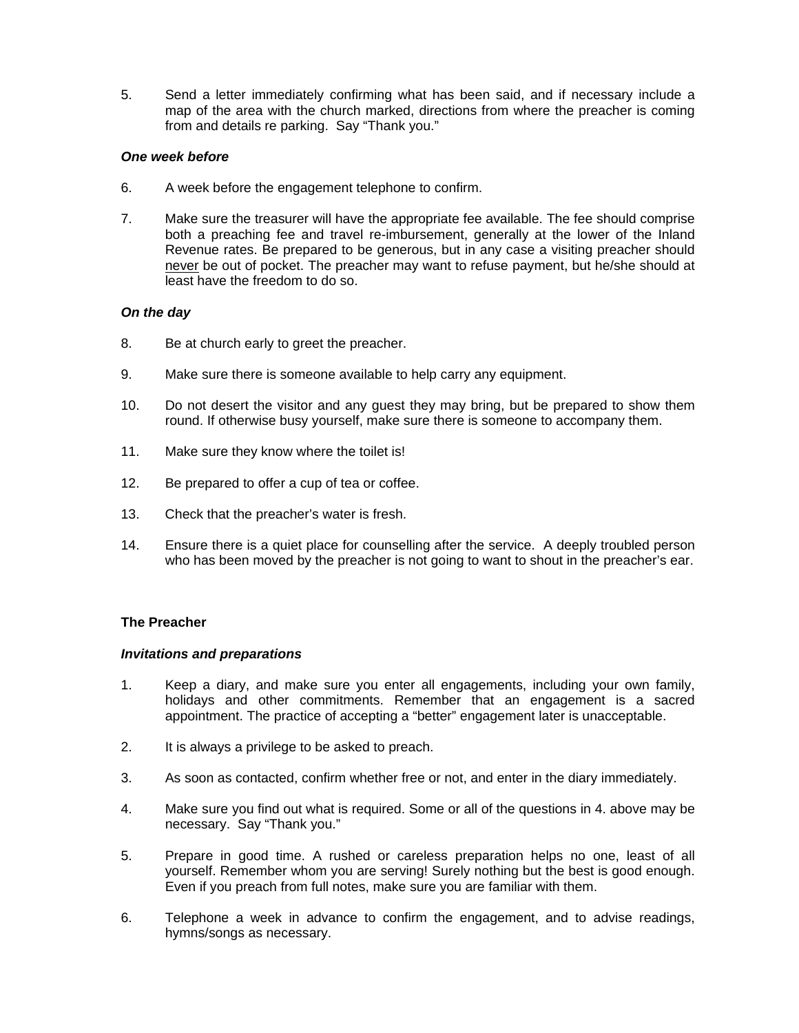5. Send a letter immediately confirming what has been said, and if necessary include a map of the area with the church marked, directions from where the preacher is coming from and details re parking. Say "Thank you."

***One week before***

6. A week before the engagement telephone to confirm.

7. Make sure the treasurer will have the appropriate fee available. The fee should comprise both a preaching fee and travel re-imbursement, generally at the lower of the Inland Revenue rates. Be prepared to be generous, but in any case a visiting preacher should <u>never</u> be out of pocket. The preacher may want to refuse payment, but he/she should at least have the freedom to do so.

***On the day***

8. Be at church early to greet the preacher.

9. Make sure there is someone available to help carry any equipment.

10. Do not desert the visitor and any guest they may bring, but be prepared to show them round. If otherwise busy yourself, make sure there is someone to accompany them.

11. Make sure they know where the toilet is!

12. Be prepared to offer a cup of tea or coffee.

13. Check that the preacher's water is fresh.

14. Ensure there is a quiet place for counselling after the service. A deeply troubled person who has been moved by the preacher is not going to want to shout in the preacher's ear.

**The Preacher**

***Invitations and preparations***

1. Keep a diary, and make sure you enter all engagements, including your own family, holidays and other commitments. Remember that an engagement is a sacred appointment. The practice of accepting a "better" engagement later is unacceptable.

2. It is always a privilege to be asked to preach.

3. As soon as contacted, confirm whether free or not, and enter in the diary immediately.

4. Make sure you find out what is required. Some or all of the questions in 4. above may be necessary. Say "Thank you."

5. Prepare in good time. A rushed or careless preparation helps no one, least of all yourself. Remember whom you are serving! Surely nothing but the best is good enough. Even if you preach from full notes, make sure you are familiar with them.

6. Telephone a week in advance to confirm the engagement, and to advise readings, hymns/songs as necessary.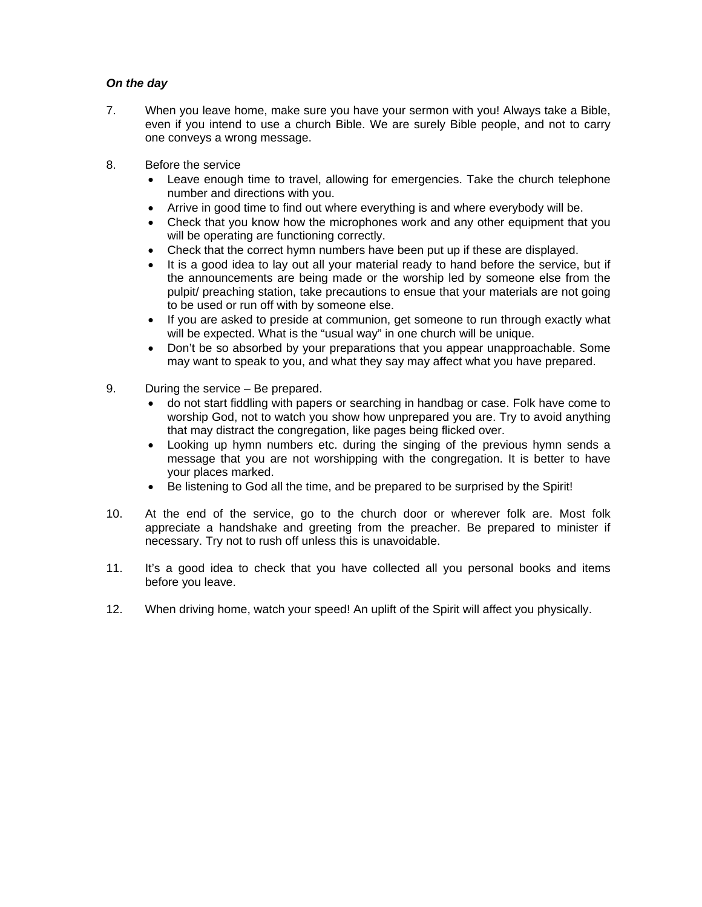***On the day***

7. When you leave home, make sure you have your sermon with you! Always take a Bible, even if you intend to use a church Bible. We are surely Bible people, and not to carry one conveys a wrong message.

8. Before the service
   - Leave enough time to travel, allowing for emergencies. Take the church telephone number and directions with you.
   - Arrive in good time to find out where everything is and where everybody will be.
   - Check that you know how the microphones work and any other equipment that you will be operating are functioning correctly.
   - Check that the correct hymn numbers have been put up if these are displayed.
   - It is a good idea to lay out all your material ready to hand before the service, but if the announcements are being made or the worship led by someone else from the pulpit/ preaching station, take precautions to ensue that your materials are not going to be used or run off with by someone else.
   - If you are asked to preside at communion, get someone to run through exactly what will be expected. What is the "usual way" in one church will be unique.
   - Don't be so absorbed by your preparations that you appear unapproachable. Some may want to speak to you, and what they say may affect what you have prepared.

9. During the service – Be prepared.
   - do not start fiddling with papers or searching in handbag or case. Folk have come to worship God, not to watch you show how unprepared you are. Try to avoid anything that may distract the congregation, like pages being flicked over.
   - Looking up hymn numbers etc. during the singing of the previous hymn sends a message that you are not worshipping with the congregation. It is better to have your places marked.
   - Be listening to God all the time, and be prepared to be surprised by the Spirit!

10. At the end of the service, go to the church door or wherever folk are. Most folk appreciate a handshake and greeting from the preacher. Be prepared to minister if necessary. Try not to rush off unless this is unavoidable.

11. It's a good idea to check that you have collected all you personal books and items before you leave.

12. When driving home, watch your speed! An uplift of the Spirit will affect you physically.